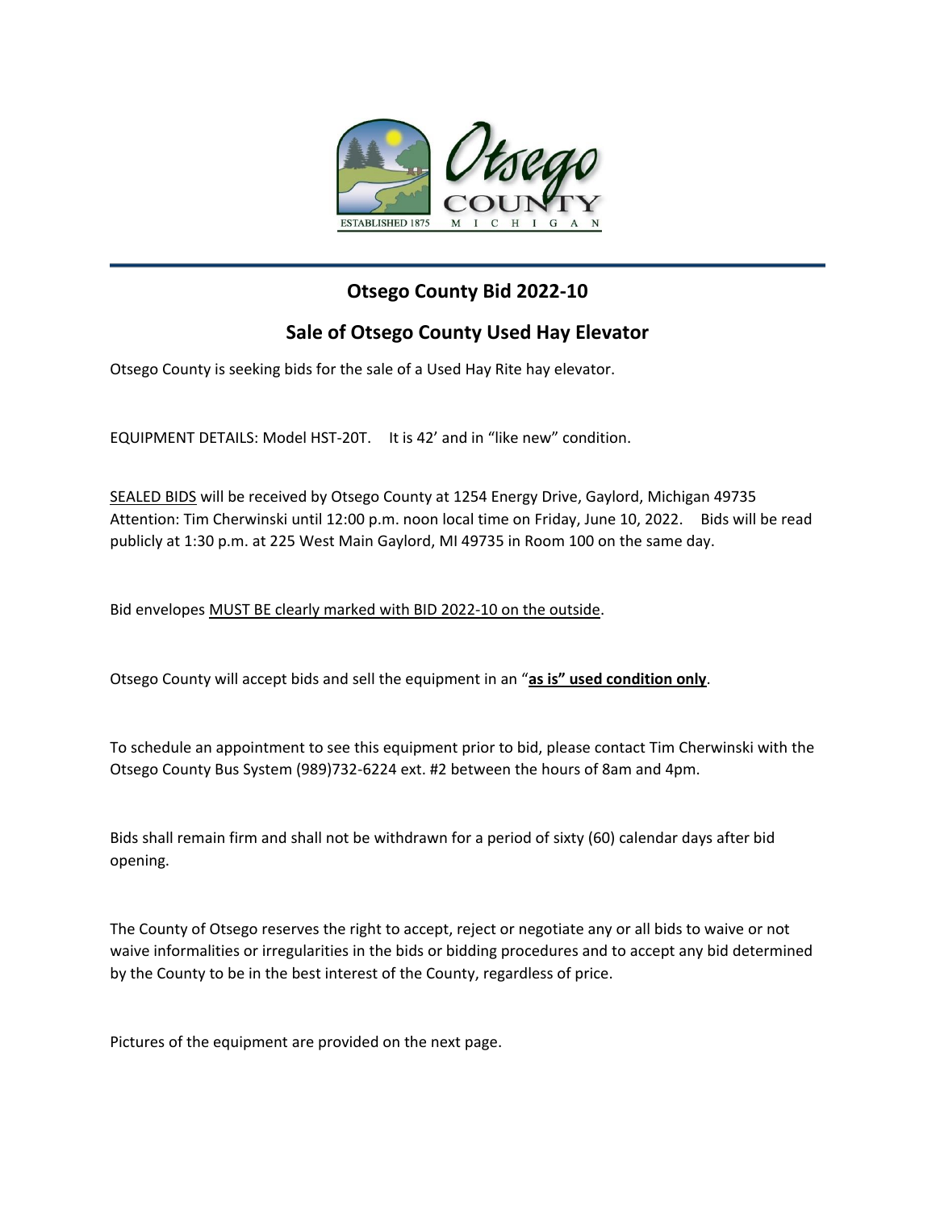# Otsego County Bid 2022-10

## Sale of Otsego County Used Hay Elevator

Otsego County is seeking bids for the sale of a Used Hay Rite hay elevator.

EQUIPMENT DETAILS: Model HST-20T. It is 42' and in "like new" condition.

SEALED BIDS will be received by Otsego County at 1254 Energy Drive, Gaylord, Michigan 49735 Attention: Tim Cherwinski until 12:00 p.m. noon local time on Friday, June 10, 2022. Bids will be read publicly at 1:30 p.m. at 225 West Main Gaylord, MI 49735 in Room 100 on the same day.

Bid envelopes MUST BE clearly marked with BID 2022-10 on the outside.

Otsego County will accept bids and sell the equipment in an "**as is" used condition only**.

To schedule an appointment to see this equipment prior to bid, please contact Tim Cherwinski with the Otsego County Bus System (989)732-6224 ext. #2 between the hours of 8am and 4pm.

Bids shall remain firm and shall not be withdrawn for a period of sixty (60) calendar days after bid opening.

The County of Otsego reserves the right to accept, reject or negotiate any or all bids to waive or not waive informalities or irregularities in the bids or bidding procedures and to accept any bid determined by the County to be in the best interest of the County, regardless of price.

Pictures of the equipment are provided on the next page.